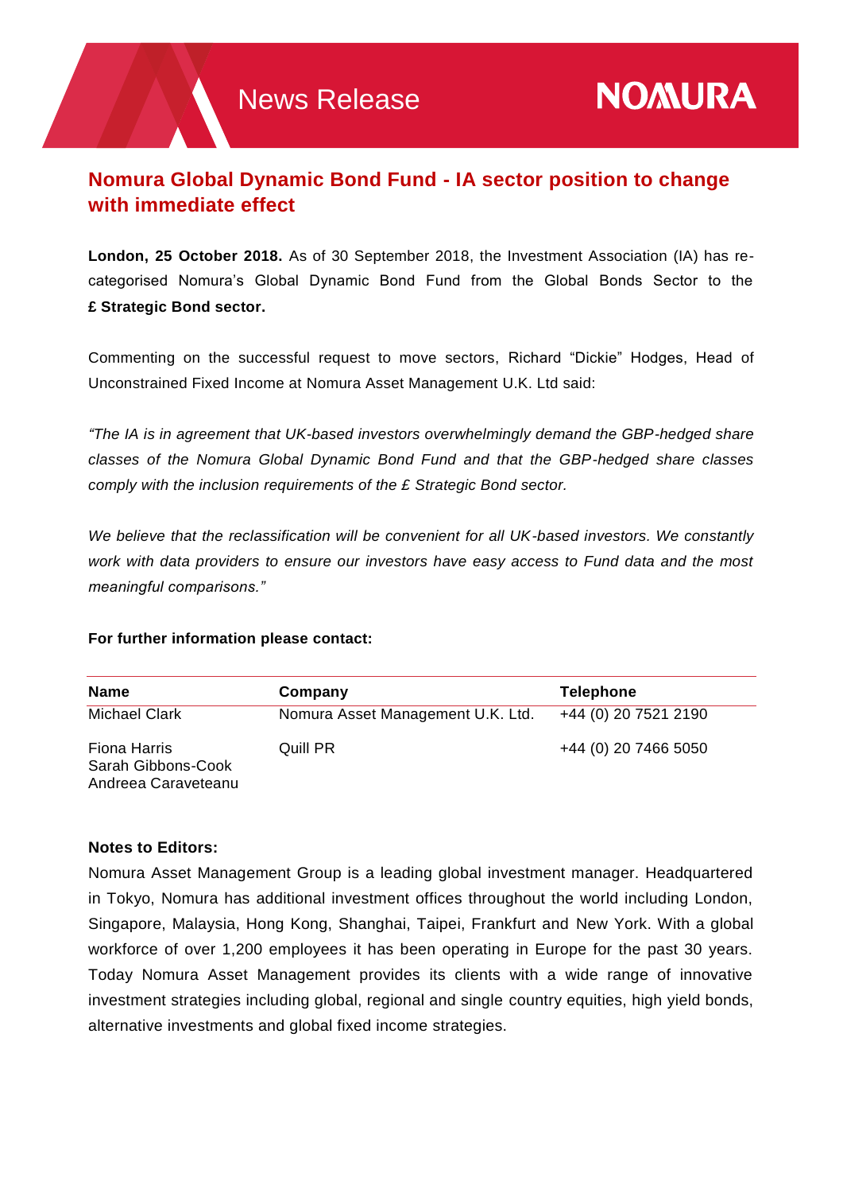News Release

NOMURA

# Nomura Global Dynamic Bond Fund - IA sector position to change with immediate effect

**London, 25 October 2018.** As of 30 September 2018, the Investment Association (IA) has re-categorised Nomura's Global Dynamic Bond Fund from the Global Bonds Sector to the **£ Strategic Bond sector.**

Commenting on the successful request to move sectors, Richard "Dickie" Hodges, Head of Unconstrained Fixed Income at Nomura Asset Management U.K. Ltd said:

*"The IA is in agreement that UK-based investors overwhelmingly demand the GBP-hedged share classes of the Nomura Global Dynamic Bond Fund and that the GBP-hedged share classes comply with the inclusion requirements of the £ Strategic Bond sector.*

*We believe that the reclassification will be convenient for all UK-based investors. We constantly work with data providers to ensure our investors have easy access to Fund data and the most meaningful comparisons."*

**For further information please contact:**

| Name | Company | Telephone |
|---|---|---|
| Michael Clark | Nomura Asset Management U.K. Ltd. | +44 (0) 20 7521 2190 |
| Fiona Harris<br>Sarah Gibbons-Cook<br>Andreea Caraveteanu | Quill PR | +44 (0) 20 7466 5050 |

**Notes to Editors:**

Nomura Asset Management Group is a leading global investment manager. Headquartered in Tokyo, Nomura has additional investment offices throughout the world including London, Singapore, Malaysia, Hong Kong, Shanghai, Taipei, Frankfurt and New York. With a global workforce of over 1,200 employees it has been operating in Europe for the past 30 years. Today Nomura Asset Management provides its clients with a wide range of innovative investment strategies including global, regional and single country equities, high yield bonds, alternative investments and global fixed income strategies.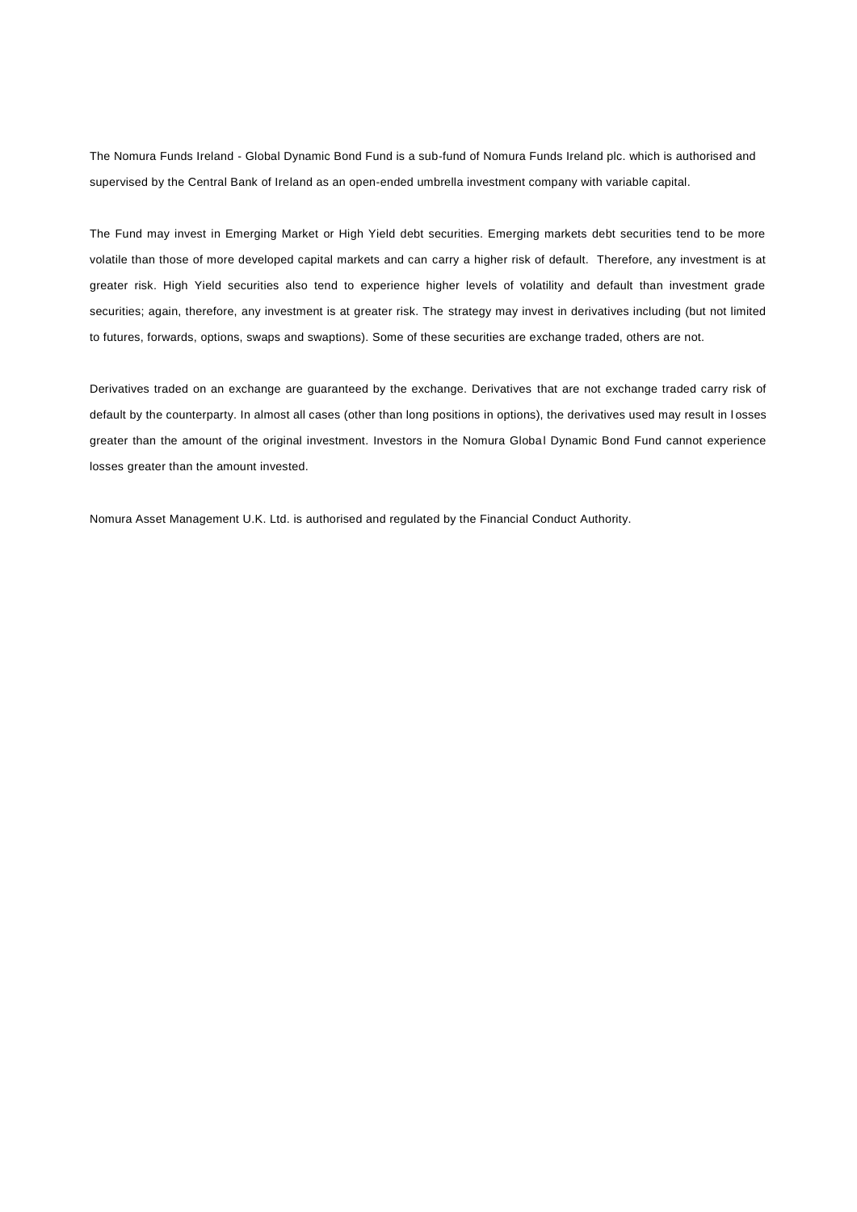The Nomura Funds Ireland - Global Dynamic Bond Fund is a sub-fund of Nomura Funds Ireland plc. which is authorised and supervised by the Central Bank of Ireland as an open-ended umbrella investment company with variable capital.

The Fund may invest in Emerging Market or High Yield debt securities. Emerging markets debt securities tend to be more volatile than those of more developed capital markets and can carry a higher risk of default. Therefore, any investment is at greater risk. High Yield securities also tend to experience higher levels of volatility and default than investment grade securities; again, therefore, any investment is at greater risk. The strategy may invest in derivatives including (but not limited to futures, forwards, options, swaps and swaptions). Some of these securities are exchange traded, others are not.

Derivatives traded on an exchange are guaranteed by the exchange. Derivatives that are not exchange traded carry risk of default by the counterparty. In almost all cases (other than long positions in options), the derivatives used may result in losses greater than the amount of the original investment. Investors in the Nomura Global Dynamic Bond Fund cannot experience losses greater than the amount invested.

Nomura Asset Management U.K. Ltd. is authorised and regulated by the Financial Conduct Authority.